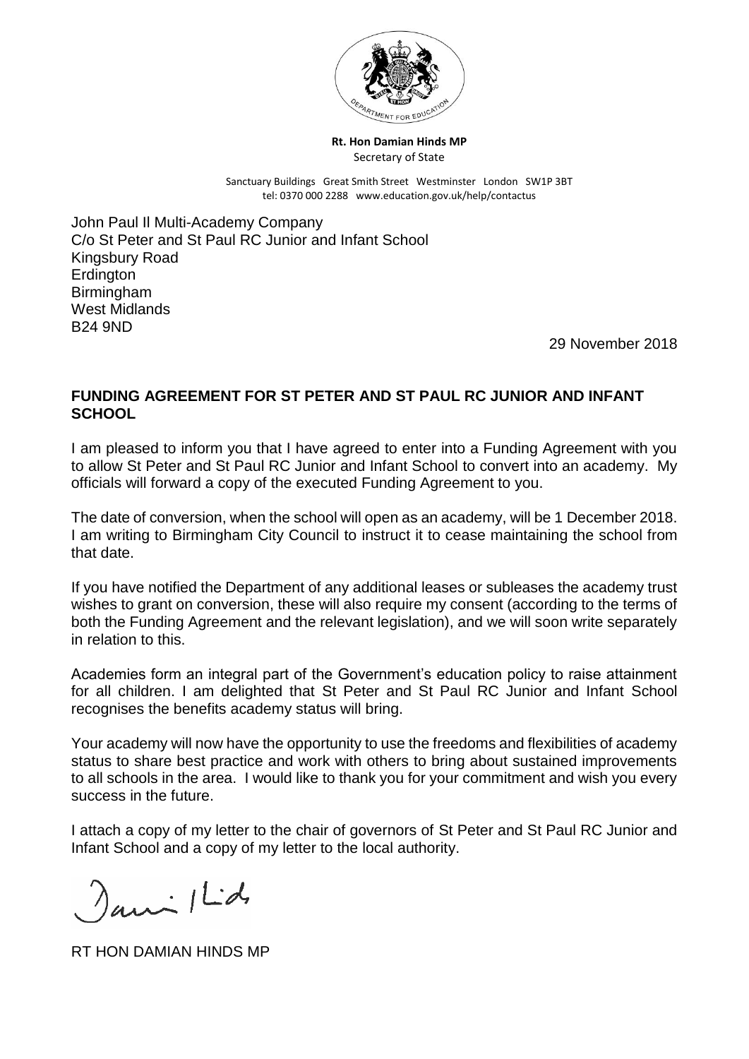**Rt. Hon Damian Hinds MP**
Secretary of State

Sanctuary Buildings Great Smith Street Westminster London SW1P 3BT
tel: 0370 000 2288 www.education.gov.uk/help/contactus

John Paul II Multi-Academy Company
C/o St Peter and St Paul RC Junior and Infant School
Kingsbury Road
Erdington
Birmingham
West Midlands
B24 9ND

29 November 2018

**FUNDING AGREEMENT FOR ST PETER AND ST PAUL RC JUNIOR AND INFANT SCHOOL**

I am pleased to inform you that I have agreed to enter into a Funding Agreement with you to allow St Peter and St Paul RC Junior and Infant School to convert into an academy. My officials will forward a copy of the executed Funding Agreement to you.

The date of conversion, when the school will open as an academy, will be 1 December 2018. I am writing to Birmingham City Council to instruct it to cease maintaining the school from that date.

If you have notified the Department of any additional leases or subleases the academy trust wishes to grant on conversion, these will also require my consent (according to the terms of both the Funding Agreement and the relevant legislation), and we will soon write separately in relation to this.

Academies form an integral part of the Government's education policy to raise attainment for all children. I am delighted that St Peter and St Paul RC Junior and Infant School recognises the benefits academy status will bring.

Your academy will now have the opportunity to use the freedoms and flexibilities of academy status to share best practice and work with others to bring about sustained improvements to all schools in the area. I would like to thank you for your commitment and wish you every success in the future.

I attach a copy of my letter to the chair of governors of St Peter and St Paul RC Junior and Infant School and a copy of my letter to the local authority.

RT HON DAMIAN HINDS MP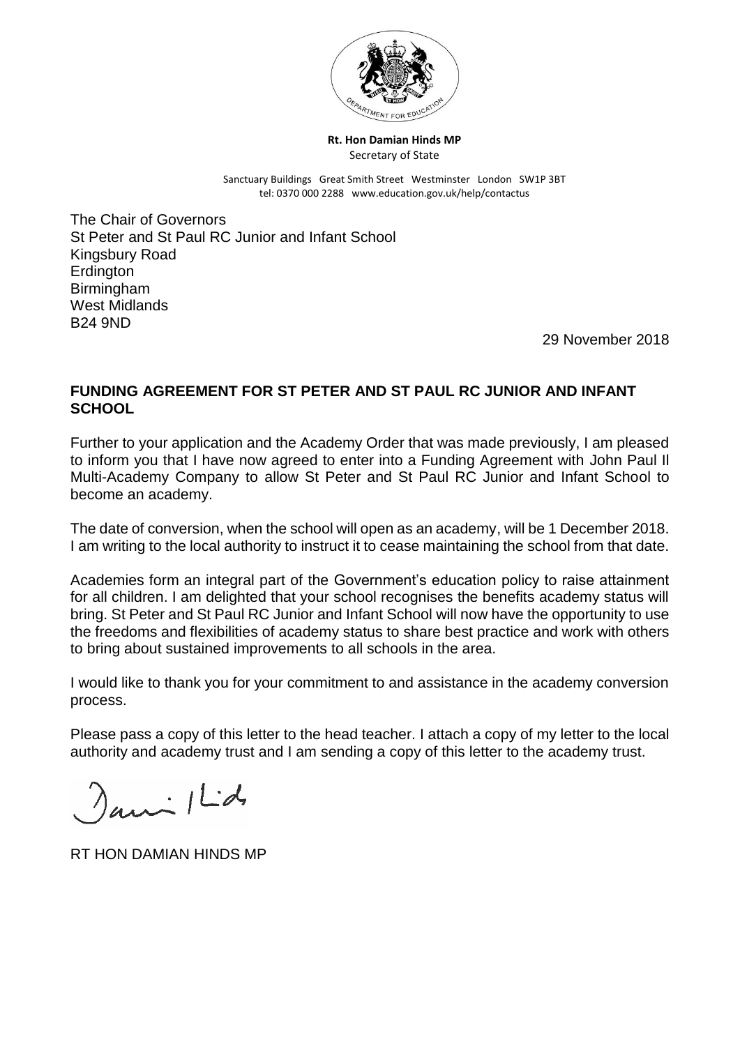**Rt. Hon Damian Hinds MP**
Secretary of State

Sanctuary Buildings Great Smith Street Westminster London SW1P 3BT
tel: 0370 000 2288 www.education.gov.uk/help/contactus

The Chair of Governors
St Peter and St Paul RC Junior and Infant School
Kingsbury Road
Erdington
Birmingham
West Midlands
B24 9ND

29 November 2018

**FUNDING AGREEMENT FOR ST PETER AND ST PAUL RC JUNIOR AND INFANT SCHOOL**

Further to your application and the Academy Order that was made previously, I am pleased to inform you that I have now agreed to enter into a Funding Agreement with John Paul II Multi-Academy Company to allow St Peter and St Paul RC Junior and Infant School to become an academy.

The date of conversion, when the school will open as an academy, will be 1 December 2018. I am writing to the local authority to instruct it to cease maintaining the school from that date.

Academies form an integral part of the Government's education policy to raise attainment for all children. I am delighted that your school recognises the benefits academy status will bring. St Peter and St Paul RC Junior and Infant School will now have the opportunity to use the freedoms and flexibilities of academy status to share best practice and work with others to bring about sustained improvements to all schools in the area.

I would like to thank you for your commitment to and assistance in the academy conversion process.

Please pass a copy of this letter to the head teacher. I attach a copy of my letter to the local authority and academy trust and I am sending a copy of this letter to the academy trust.

RT HON DAMIAN HINDS MP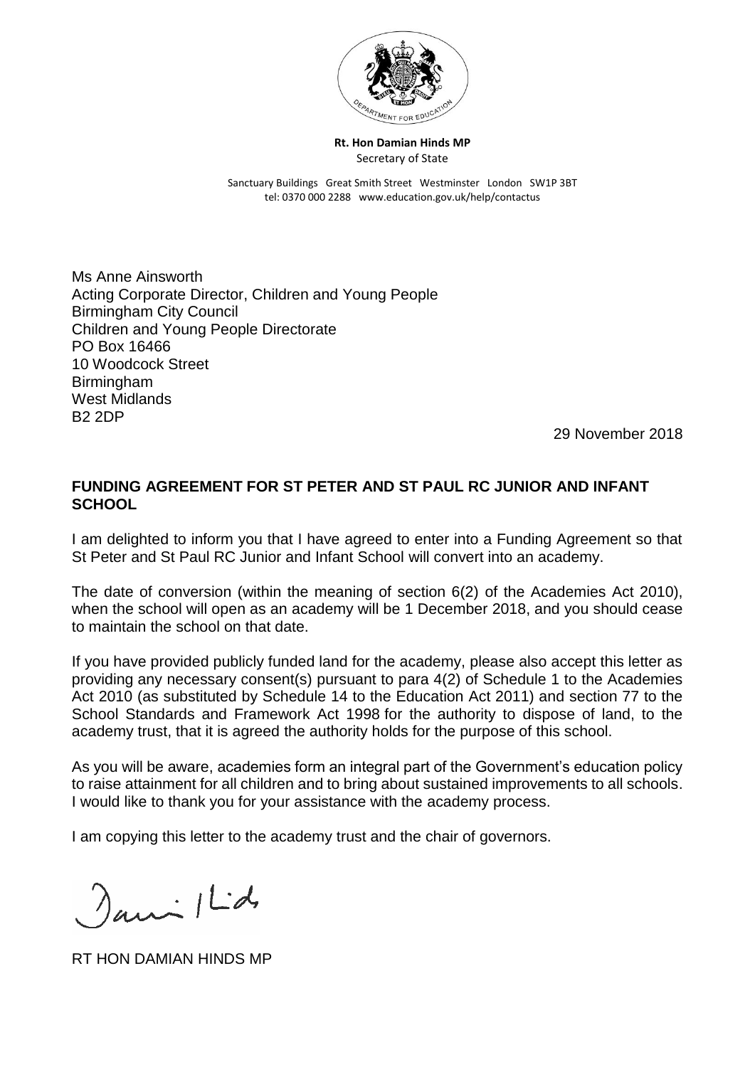**Rt. Hon Damian Hinds MP**
Secretary of State

Sanctuary Buildings Great Smith Street Westminster London SW1P 3BT
tel: 0370 000 2288 www.education.gov.uk/help/contactus

Ms Anne Ainsworth
Acting Corporate Director, Children and Young People
Birmingham City Council
Children and Young People Directorate
PO Box 16466
10 Woodcock Street
Birmingham
West Midlands
B2 2DP

29 November 2018

**FUNDING AGREEMENT FOR ST PETER AND ST PAUL RC JUNIOR AND INFANT SCHOOL**

I am delighted to inform you that I have agreed to enter into a Funding Agreement so that St Peter and St Paul RC Junior and Infant School will convert into an academy.

The date of conversion (within the meaning of section 6(2) of the Academies Act 2010), when the school will open as an academy will be 1 December 2018, and you should cease to maintain the school on that date.

If you have provided publicly funded land for the academy, please also accept this letter as providing any necessary consent(s) pursuant to para 4(2) of Schedule 1 to the Academies Act 2010 (as substituted by Schedule 14 to the Education Act 2011) and section 77 to the School Standards and Framework Act 1998 for the authority to dispose of land, to the academy trust, that it is agreed the authority holds for the purpose of this school.

As you will be aware, academies form an integral part of the Government's education policy to raise attainment for all children and to bring about sustained improvements to all schools. I would like to thank you for your assistance with the academy process.

I am copying this letter to the academy trust and the chair of governors.

RT HON DAMIAN HINDS MP